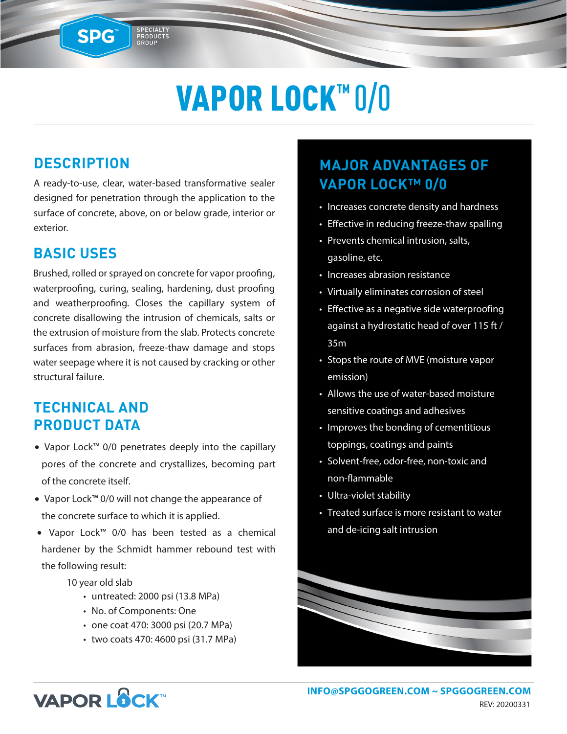# VAPOR LOCK™ 0/0

## DESCRIPTION

A ready-to-use, clear, water-based transformative sealer designed for penetration through the application to the surface of concrete, above, on or below grade, interior or exterior.

## BASIC USES

Brushed, rolled or sprayed on concrete for vapor proofing, waterproofing, curing, sealing, hardening, dust proofing and weatherproofing. Closes the capillary system of concrete disallowing the intrusion of chemicals, salts or the extrusion of moisture from the slab. Protects concrete surfaces from abrasion, freeze-thaw damage and stops water seepage where it is not caused by cracking or other structural failure.

## TECHNICAL AND PRODUCT DATA

- Vapor Lock™ 0/0 penetrates deeply into the capillary pores of the concrete and crystallizes, becoming part of the concrete itself.
- Vapor Lock™ 0/0 will not change the appearance of the concrete surface to which it is applied.
- Vapor Lock™ 0/0 has been tested as a chemical hardener by the Schmidt hammer rebound test with the following result:

  10 year old slab
  - untreated: 2000 psi (13.8 MPa)
  - No. of Components: One
  - one coat 470: 3000 psi (20.7 MPa)
  - two coats 470: 4600 psi (31.7 MPa)

## MAJOR ADVANTAGES OF VAPOR LOCK™ 0/0

- Increases concrete density and hardness
- Effective in reducing freeze-thaw spalling
- Prevents chemical intrusion, salts, gasoline, etc.
- Increases abrasion resistance
- Virtually eliminates corrosion of steel
- Effective as a negative side waterproofing against a hydrostatic head of over 115 ft / 35m
- Stops the route of MVE (moisture vapor emission)
- Allows the use of water-based moisture sensitive coatings and adhesives
- Improves the bonding of cementitious toppings, coatings and paints
- Solvent-free, odor-free, non-toxic and non-flammable
- Ultra-violet stability
- Treated surface is more resistant to water and de-icing salt intrusion

INFO@SPGGOGREEN.COM ~ SPGGOGREEN.COM

REV: 20200331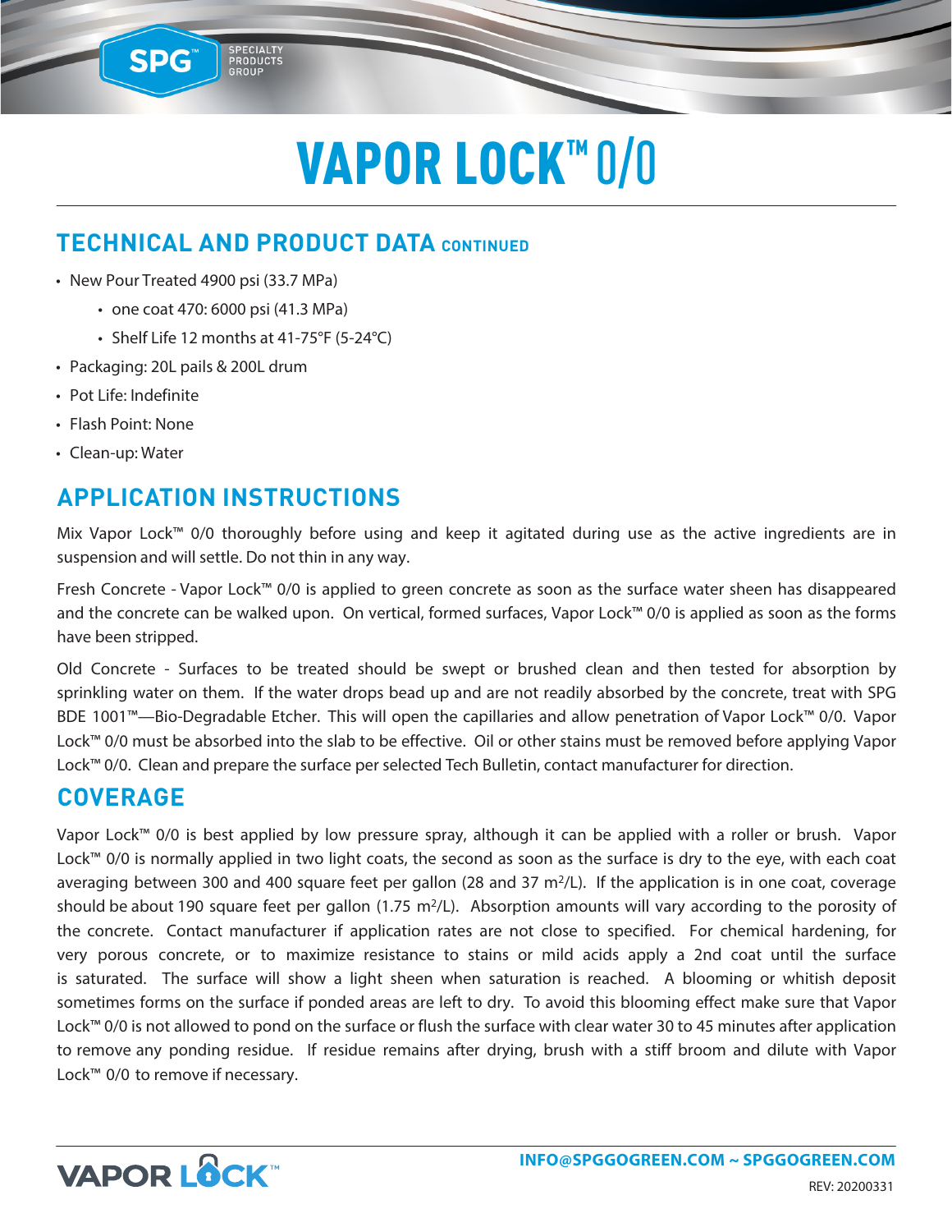# VAPOR LOCK™ 0/0

## TECHNICAL AND PRODUCT DATA CONTINUED

- New Pour Treated 4900 psi (33.7 MPa)
    - one coat 470: 6000 psi (41.3 MPa)
    - Shelf Life 12 months at 41-75°F (5-24°C)
- Packaging: 20L pails & 200L drum
- Pot Life: Indefinite
- Flash Point: None
- Clean-up: Water

## APPLICATION INSTRUCTIONS

Mix Vapor Lock™ 0/0 thoroughly before using and keep it agitated during use as the active ingredients are in suspension and will settle. Do not thin in any way.

Fresh Concrete - Vapor Lock™ 0/0 is applied to green concrete as soon as the surface water sheen has disappeared and the concrete can be walked upon. On vertical, formed surfaces, Vapor Lock™ 0/0 is applied as soon as the forms have been stripped.

Old Concrete - Surfaces to be treated should be swept or brushed clean and then tested for absorption by sprinkling water on them. If the water drops bead up and are not readily absorbed by the concrete, treat with SPG BDE 1001™—Bio-Degradable Etcher. This will open the capillaries and allow penetration of Vapor Lock™ 0/0. Vapor Lock™ 0/0 must be absorbed into the slab to be effective. Oil or other stains must be removed before applying Vapor Lock™ 0/0. Clean and prepare the surface per selected Tech Bulletin, contact manufacturer for direction.

## COVERAGE

Vapor Lock™ 0/0 is best applied by low pressure spray, although it can be applied with a roller or brush. Vapor Lock™ 0/0 is normally applied in two light coats, the second as soon as the surface is dry to the eye, with each coat averaging between 300 and 400 square feet per gallon (28 and 37 $m^2$/L). If the application is in one coat, coverage should be about 190 square feet per gallon (1.75 $m^2$/L). Absorption amounts will vary according to the porosity of the concrete. Contact manufacturer if application rates are not close to specified. For chemical hardening, for very porous concrete, or to maximize resistance to stains or mild acids apply a 2nd coat until the surface is saturated. The surface will show a light sheen when saturation is reached. A blooming or whitish deposit sometimes forms on the surface if ponded areas are left to dry. To avoid this blooming effect make sure that Vapor Lock™ 0/0 is not allowed to pond on the surface or flush the surface with clear water 30 to 45 minutes after application to remove any ponding residue. If residue remains after drying, brush with a stiff broom and dilute with Vapor Lock™ 0/0 to remove if necessary.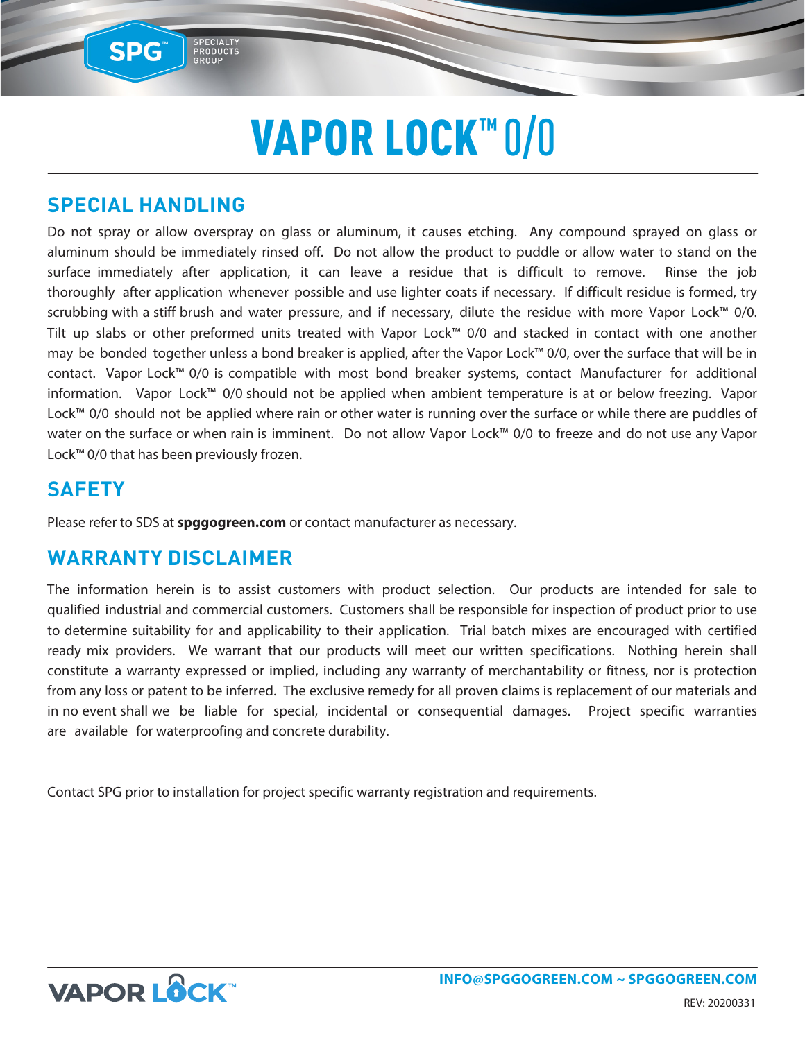# VAPOR LOCK™ 0/0

## SPECIAL HANDLING

Do not spray or allow overspray on glass or aluminum, it causes etching. Any compound sprayed on glass or aluminum should be immediately rinsed off. Do not allow the product to puddle or allow water to stand on the surface immediately after application, it can leave a residue that is difficult to remove. Rinse the job thoroughly after application whenever possible and use lighter coats if necessary. If difficult residue is formed, try scrubbing with a stiff brush and water pressure, and if necessary, dilute the residue with more Vapor Lock™ 0/0. Tilt up slabs or other preformed units treated with Vapor Lock™ 0/0 and stacked in contact with one another may be bonded together unless a bond breaker is applied, after the Vapor Lock™ 0/0, over the surface that will be in contact. Vapor Lock™ 0/0 is compatible with most bond breaker systems, contact Manufacturer for additional information. Vapor Lock™ 0/0 should not be applied when ambient temperature is at or below freezing. Vapor Lock™ 0/0 should not be applied where rain or other water is running over the surface or while there are puddles of water on the surface or when rain is imminent. Do not allow Vapor Lock™ 0/0 to freeze and do not use any Vapor Lock™ 0/0 that has been previously frozen.

## SAFETY

Please refer to SDS at **spggogreen.com** or contact manufacturer as necessary.

## WARRANTY DISCLAIMER

The information herein is to assist customers with product selection. Our products are intended for sale to qualified industrial and commercial customers. Customers shall be responsible for inspection of product prior to use to determine suitability for and applicability to their application. Trial batch mixes are encouraged with certified ready mix providers. We warrant that our products will meet our written specifications. Nothing herein shall constitute a warranty expressed or implied, including any warranty of merchantability or fitness, nor is protection from any loss or patent to be inferred. The exclusive remedy for all proven claims is replacement of our materials and in no event shall we be liable for special, incidental or consequential damages. Project specific warranties are available for waterproofing and concrete durability.

Contact SPG prior to installation for project specific warranty registration and requirements.

**INFO@SPGGOGREEN.COM ~ SPGGOGREEN.COM**

REV: 20200331